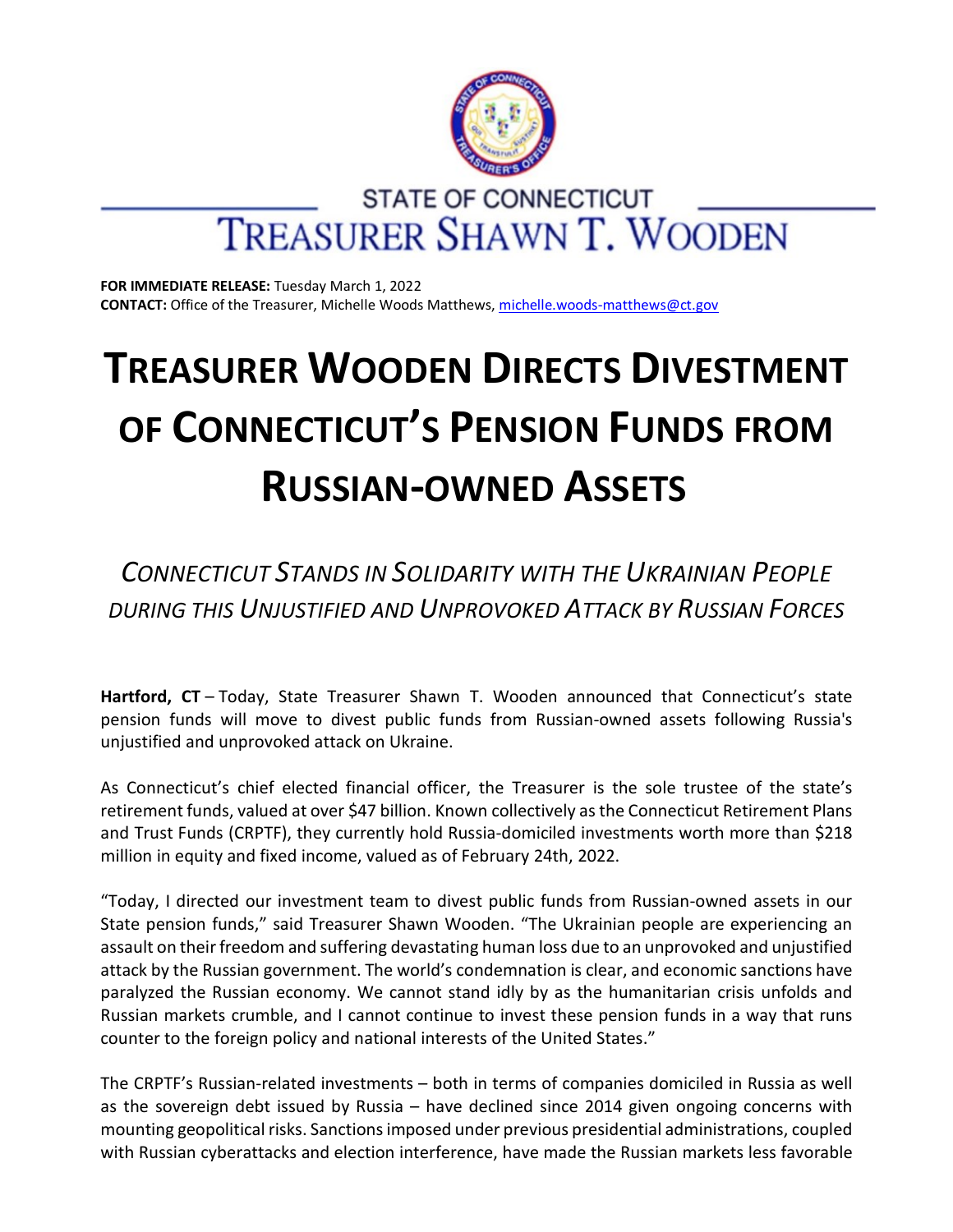STATE OF CONNECTICUT

TREASURER SHAWN T. WOODEN

**FOR IMMEDIATE RELEASE:** Tuesday March 1, 2022
**CONTACT:** Office of the Treasurer, Michelle Woods Matthews, michelle.woods-matthews@ct.gov

# TREASURER WOODEN DIRECTS DIVESTMENT OF CONNECTICUT'S PENSION FUNDS FROM RUSSIAN-OWNED ASSETS

*CONNECTICUT STANDS IN SOLIDARITY WITH THE UKRAINIAN PEOPLE DURING THIS UNJUSTIFIED AND UNPROVOKED ATTACK BY RUSSIAN FORCES*

**Hartford, CT** – Today, State Treasurer Shawn T. Wooden announced that Connecticut's state pension funds will move to divest public funds from Russian-owned assets following Russia's unjustified and unprovoked attack on Ukraine.

As Connecticut's chief elected financial officer, the Treasurer is the sole trustee of the state's retirement funds, valued at over $47 billion. Known collectively as the Connecticut Retirement Plans and Trust Funds (CRPTF), they currently hold Russia-domiciled investments worth more than $218 million in equity and fixed income, valued as of February 24th, 2022.

"Today, I directed our investment team to divest public funds from Russian-owned assets in our State pension funds," said Treasurer Shawn Wooden. "The Ukrainian people are experiencing an assault on their freedom and suffering devastating human loss due to an unprovoked and unjustified attack by the Russian government. The world's condemnation is clear, and economic sanctions have paralyzed the Russian economy. We cannot stand idly by as the humanitarian crisis unfolds and Russian markets crumble, and I cannot continue to invest these pension funds in a way that runs counter to the foreign policy and national interests of the United States."

The CRPTF's Russian-related investments – both in terms of companies domiciled in Russia as well as the sovereign debt issued by Russia – have declined since 2014 given ongoing concerns with mounting geopolitical risks. Sanctions imposed under previous presidential administrations, coupled with Russian cyberattacks and election interference, have made the Russian markets less favorable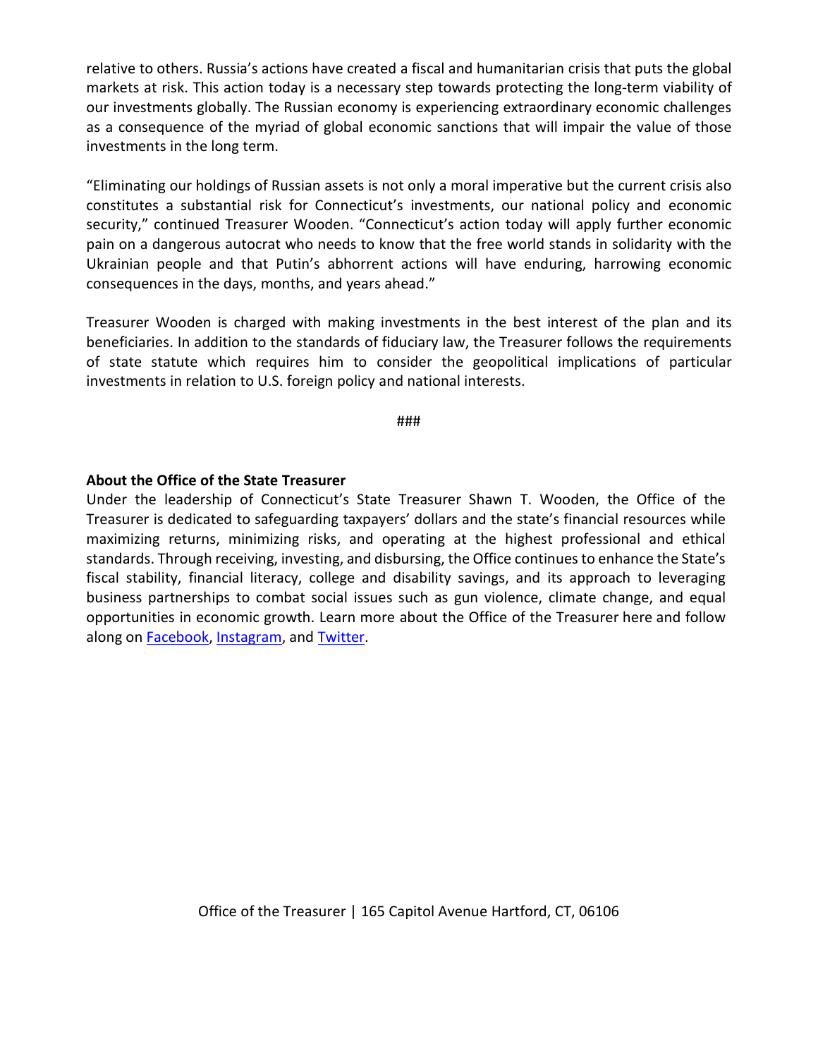relative to others. Russia's actions have created a fiscal and humanitarian crisis that puts the global markets at risk. This action today is a necessary step towards protecting the long-term viability of our investments globally. The Russian economy is experiencing extraordinary economic challenges as a consequence of the myriad of global economic sanctions that will impair the value of those investments in the long term.

"Eliminating our holdings of Russian assets is not only a moral imperative but the current crisis also constitutes a substantial risk for Connecticut's investments, our national policy and economic security," continued Treasurer Wooden. "Connecticut's action today will apply further economic pain on a dangerous autocrat who needs to know that the free world stands in solidarity with the Ukrainian people and that Putin's abhorrent actions will have enduring, harrowing economic consequences in the days, months, and years ahead."

Treasurer Wooden is charged with making investments in the best interest of the plan and its beneficiaries. In addition to the standards of fiduciary law, the Treasurer follows the requirements of state statute which requires him to consider the geopolitical implications of particular investments in relation to U.S. foreign policy and national interests.

###

**About the Office of the State Treasurer**

Under the leadership of Connecticut's State Treasurer Shawn T. Wooden, the Office of the Treasurer is dedicated to safeguarding taxpayers' dollars and the state's financial resources while maximizing returns, minimizing risks, and operating at the highest professional and ethical standards. Through receiving, investing, and disbursing, the Office continues to enhance the State's fiscal stability, financial literacy, college and disability savings, and its approach to leveraging business partnerships to combat social issues such as gun violence, climate change, and equal opportunities in economic growth. Learn more about the Office of the Treasurer here and follow along on Facebook, Instagram, and Twitter.

Office of the Treasurer | 165 Capitol Avenue Hartford, CT, 06106